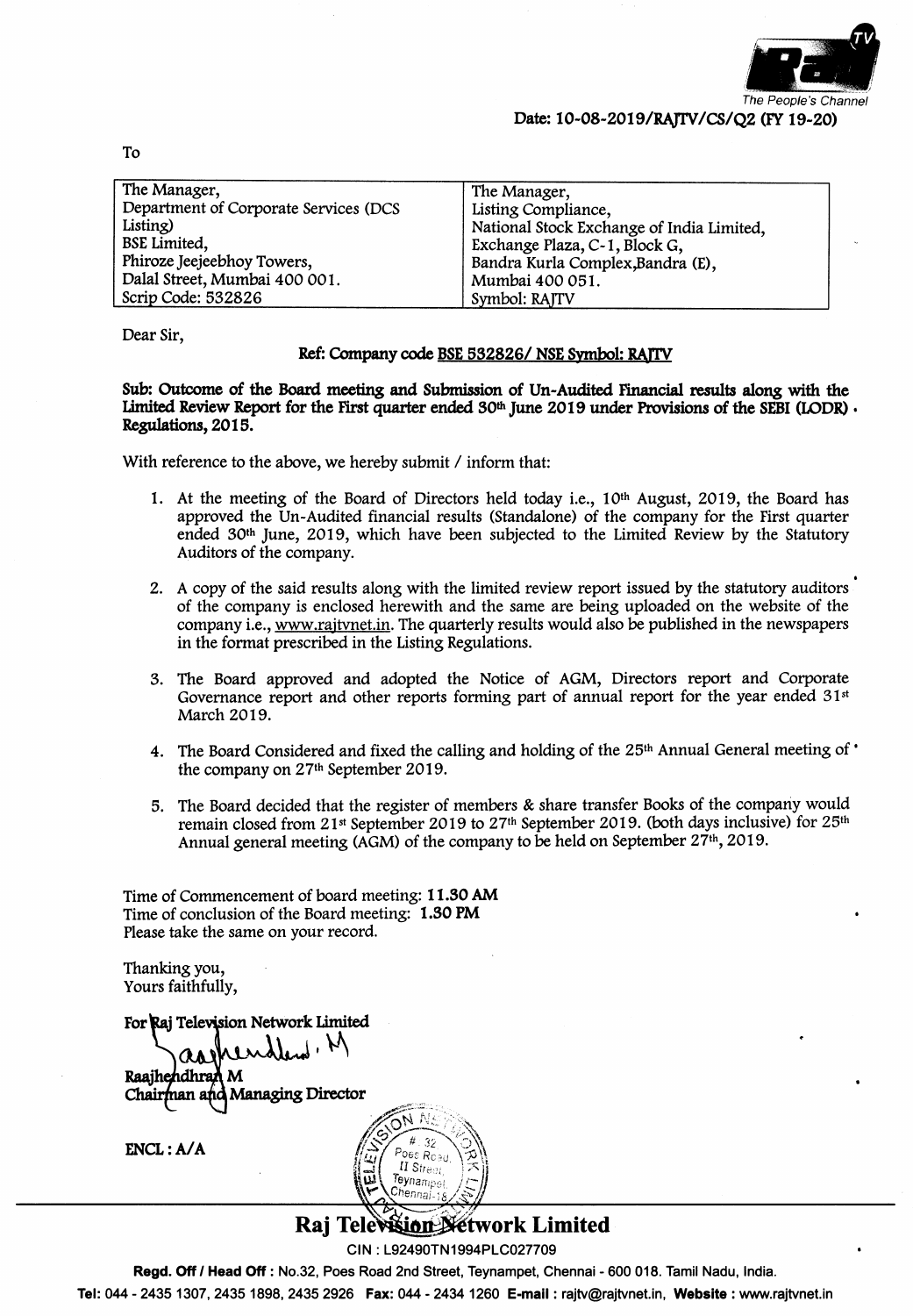The People's Channel

**Date: 10-08-2019/RAJTV/CS/Q2 (FY 19-20)**

To

| The Manager, Department of Corporate Services (DCS Listing) BSE Limited, Phiroze Jeejeebhoy Towers, Dalal Street, Mumbai 400 001. Scrip Code: 532826 | The Manager, Listing Compliance, National Stock Exchange of India Limited, Exchange Plaza, C-1, Block G, Bandra Kurla Complex,Bandra (E), Mumbai 400 051. Symbol: RAJTV |
|---|---|

Dear Sir,

**Ref: Company code BSE 532826/ NSE Symbol: RAJTV**

**Sub: Outcome of the Board meeting and Submission of Un-Audited Financial results along with the Limited Review Report for the First quarter ended 30th June 2019 under Provisions of the SEBI (LODR) Regulations, 2015.**

With reference to the above, we hereby submit / inform that:

1. At the meeting of the Board of Directors held today i.e., 10th August, 2019, the Board has approved the Un-Audited financial results (Standalone) of the company for the First quarter ended 30th June, 2019, which have been subjected to the Limited Review by the Statutory Auditors of the company.
2. A copy of the said results along with the limited review report issued by the statutory auditors of the company is enclosed herewith and the same are being uploaded on the website of the company i.e., www.rajtvnet.in. The quarterly results would also be published in the newspapers in the format prescribed in the Listing Regulations.
3. The Board approved and adopted the Notice of AGM, Directors report and Corporate Governance report and other reports forming part of annual report for the year ended 31st March 2019.
4. The Board Considered and fixed the calling and holding of the 25th Annual General meeting of the company on 27th September 2019.
5. The Board decided that the register of members & share transfer Books of the company would remain closed from 21st September 2019 to 27th September 2019. (both days inclusive) for 25th Annual general meeting (AGM) of the company to be held on September 27th, 2019.

Time of Commencement of board meeting: **11.30 AM**
Time of conclusion of the Board meeting: **1.30 PM**
Please take the same on your record.

Thanking you,
Yours faithfully,

**For Raj Television Network Limited**

Raajhendhran M
**Chairman and Managing Director**

**ENCL : A/A**

**Raj Television Network Limited**

CIN : L92490TN1994PLC027709

**Regd. Off / Head Off :** No.32, Poes Road 2nd Street, Teynampet, Chennai - 600 018. Tamil Nadu, India.

**Tel:** 044 - 2435 1307, 2435 1898, 2435 2926 **Fax:** 044 - 2434 1260 **E-mail :** rajtv@rajtvnet.in, **Website :** www.rajtvnet.in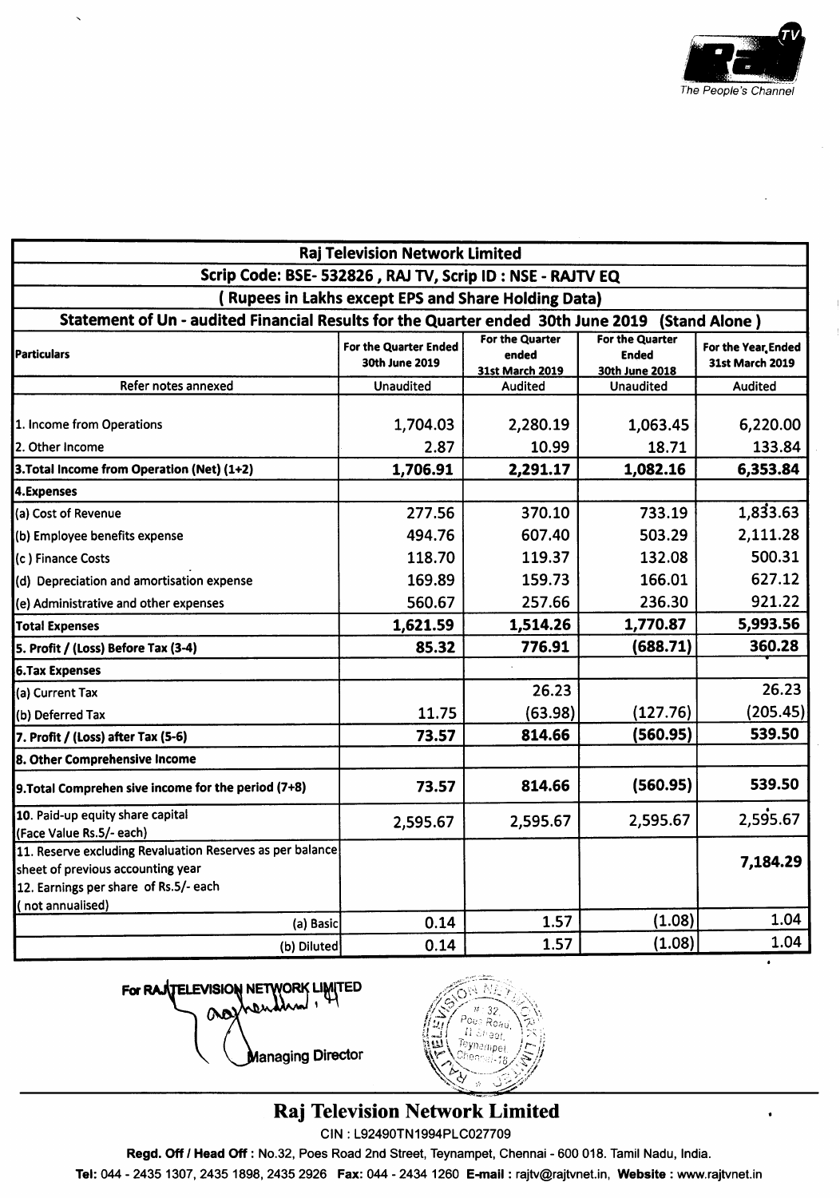| Raj Television Network Limited | | | | |
|---|---|---|---|---|
| Scrip Code: BSE- 532826 , RAJ TV, Scrip ID : NSE - RAJTV EQ | | | | |
| ( Rupees in Lakhs except EPS and Share Holding Data) | | | | |
| Statement of Un - audited Financial Results for the Quarter ended 30th June 2019 (Stand Alone ) | | | | |
| **Particulars** | **For the Quarter Ended 30th June 2019** | **For the Quarter ended 31st March 2019** | **For the Quarter Ended 30th June 2018** | **For the Year Ended 31st March 2019** |
| Refer notes annexed | Unaudited | Audited | Unaudited | Audited |
| 1. Income from Operations | 1,704.03 | 2,280.19 | 1,063.45 | 6,220.00 |
| 2. Other Income | 2.87 | 10.99 | 18.71 | 133.84 |
| **3.Total Income from Operation (Net) (1+2)** | **1,706.91** | **2,291.17** | **1,082.16** | **6,353.84** |
| **4.Expenses** | | | | |
| (a) Cost of Revenue | 277.56 | 370.10 | 733.19 | 1,833.63 |
| (b) Employee benefits expense | 494.76 | 607.40 | 503.29 | 2,111.28 |
| (c ) Finance Costs | 118.70 | 119.37 | 132.08 | 500.31 |
| (d) Depreciation and amortisation expense | 169.89 | 159.73 | 166.01 | 627.12 |
| (e) Administrative and other expenses | 560.67 | 257.66 | 236.30 | 921.22 |
| **Total Expenses** | **1,621.59** | **1,514.26** | **1,770.87** | **5,993.56** |
| **5. Profit / (Loss) Before Tax (3-4)** | **85.32** | **776.91** | **(688.71)** | **360.28** |
| **6.Tax Expenses** | | | | |
| (a) Current Tax | | 26.23 | | 26.23 |
| (b) Deferred Tax | 11.75 | (63.98) | (127.76) | (205.45) |
| **7. Profit / (Loss) after Tax (5-6)** | **73.57** | **814.66** | **(560.95)** | **539.50** |
| **8. Other Comprehensive Income** | | | | |
| **9.Total Comprehen sive income for the period (7+8)** | **73.57** | **814.66** | **(560.95)** | **539.50** |
| 10. Paid-up equity share capital (Face Value Rs.5/- each) | 2,595.67 | 2,595.67 | 2,595.67 | 2,595.67 |
| 11. Reserve excluding Revaluation Reserves as per balance sheet of previous accounting year | | | | **7,184.29** |
| 12. Earnings per share of Rs.5/- each ( not annualised) | | | | |
| (a) Basic | 0.14 | 1.57 | (1.08) | 1.04 |
| (b) Diluted | 0.14 | 1.57 | (1.08) | 1.04 |

For RAJ TELEVISION NETWORK LIMITED

Managing Director

**Raj Television Network Limited**

CIN : L92490TN1994PLC027709

**Regd. Off / Head Off :** No.32, Poes Road 2nd Street, Teynampet, Chennai - 600 018. Tamil Nadu, India.

**Tel:** 044 - 2435 1307, 2435 1898, 2435 2926 **Fax:** 044 - 2434 1260 **E-mail :** rajtv@rajtvnet.in, **Website :** www.rajtvnet.in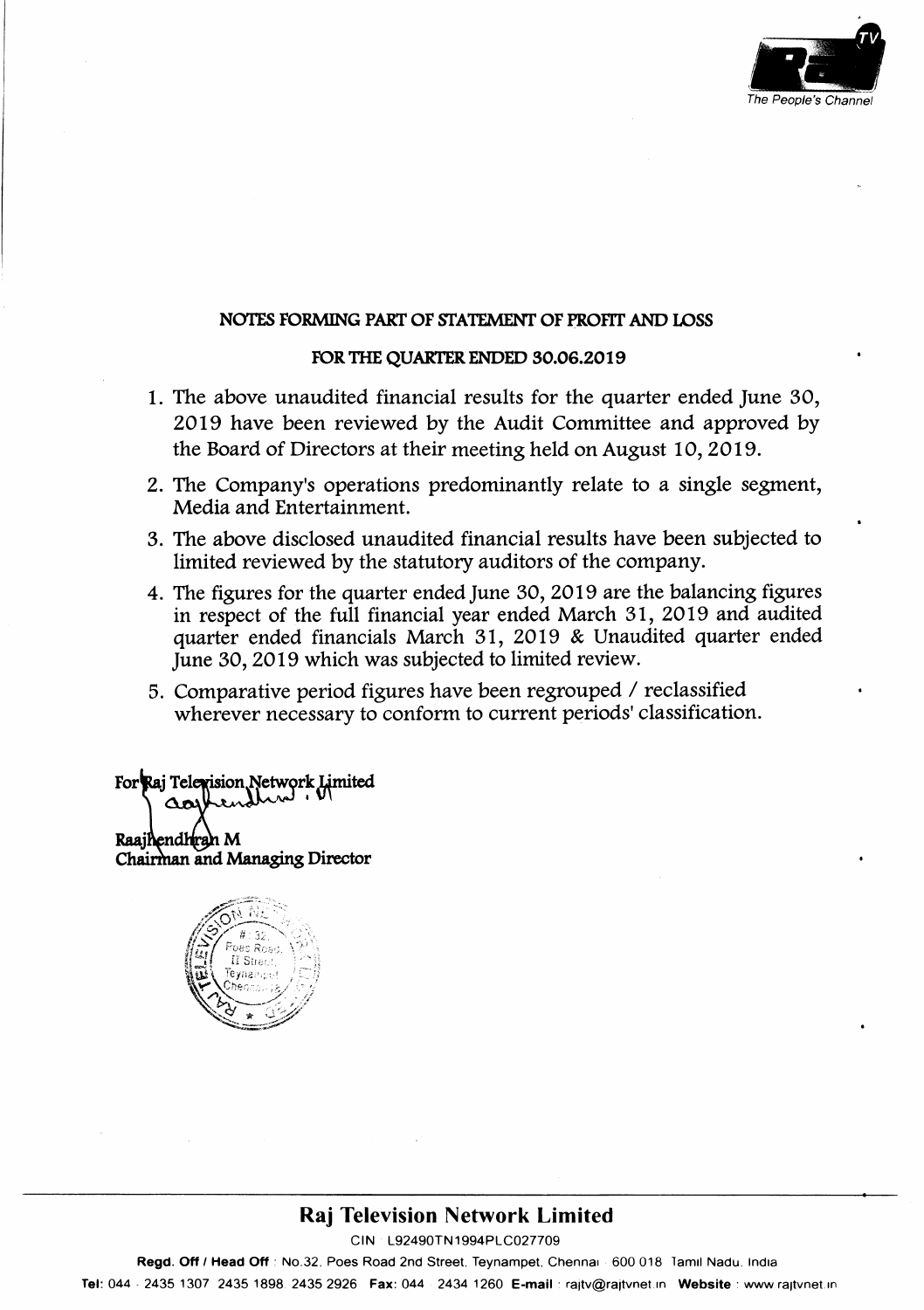## NOTES FORMING PART OF STATEMENT OF PROFIT AND LOSS

### FOR THE QUARTER ENDED 30.06.2019

1. The above unaudited financial results for the quarter ended June 30, 2019 have been reviewed by the Audit Committee and approved by the Board of Directors at their meeting held on August 10, 2019.
2. The Company's operations predominantly relate to a single segment, Media and Entertainment.
3. The above disclosed unaudited financial results have been subjected to limited reviewed by the statutory auditors of the company.
4. The figures for the quarter ended June 30, 2019 are the balancing figures in respect of the full financial year ended March 31, 2019 and audited quarter ended financials March 31, 2019 & Unaudited quarter ended June 30, 2019 which was subjected to limited review.
5. Comparative period figures have been regrouped / reclassified wherever necessary to conform to current periods' classification.

**For Raj Television Network Limited**

**Raajhendhran M**
**Chairman and Managing Director**

## Raj Television Network Limited

CIN : L92490TN1994PLC027709

**Regd. Off / Head Off** : No.32, Poes Road 2nd Street, Teynampet, Chennai 600 018 Tamil Nadu, India

**Tel:** 044 - 2435 1307 2435 1898 2435 2926 **Fax:** 044 2434 1260 **E-mail** : rajtv@rajtvnet.in **Website** : www.rajtvnet.in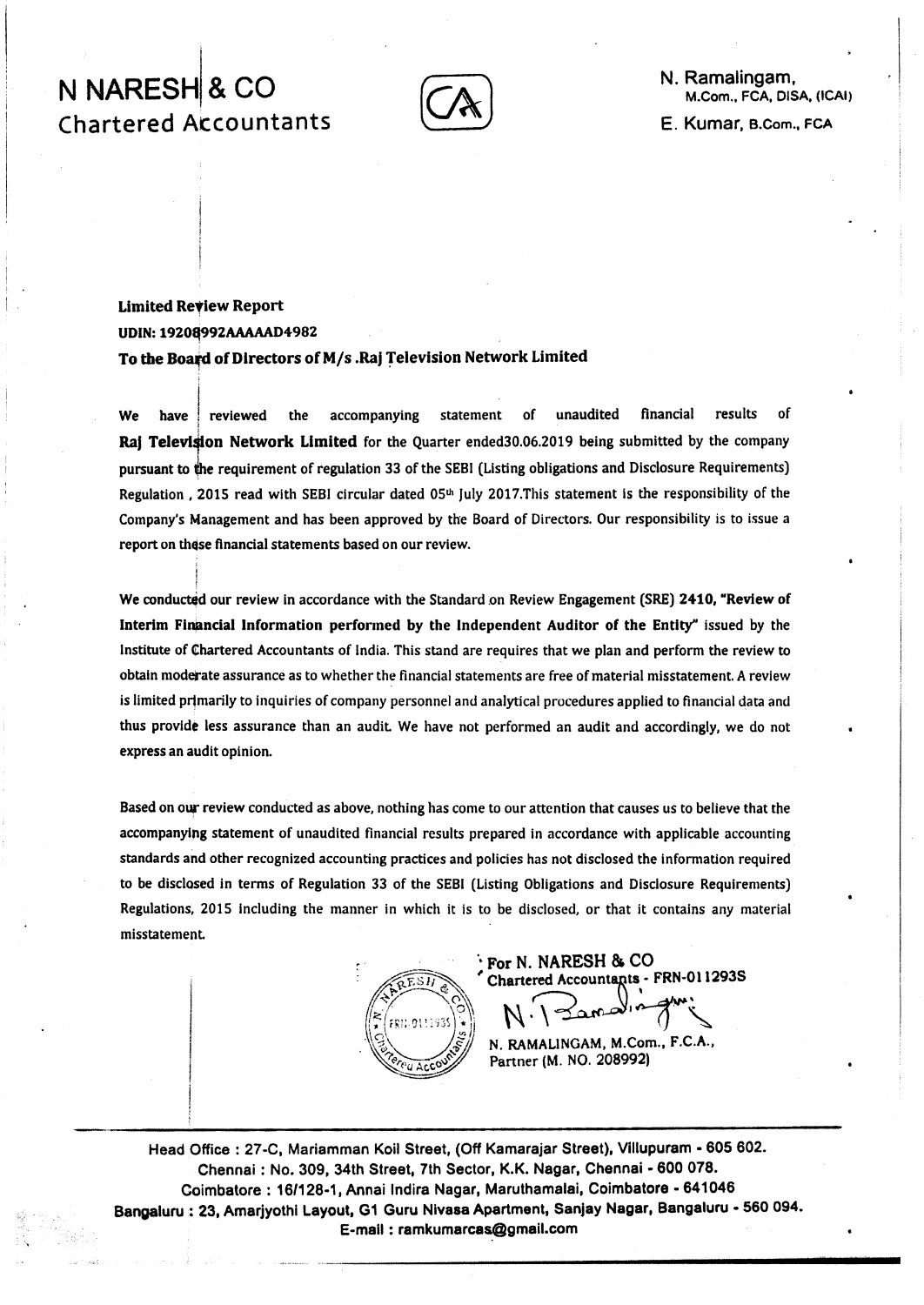# N NARESH & CO
Chartered Accountants

N. Ramalingam, M.Com., FCA, DISA, (ICAI)
E. Kumar, B.Com., FCA

**Limited Review Report**

**UDIN: 19208992AAAAAD4982**

**To the Board of Directors of M/s .Raj Television Network Limited**

We have reviewed the accompanying statement of unaudited financial results of **Raj Television Network Limited** for the Quarter ended30.06.2019 being submitted by the company pursuant to the requirement of regulation 33 of the SEBI (Listing obligations and Disclosure Requirements) Regulation , 2015 read with SEBI circular dated 05th July 2017.This statement is the responsibility of the Company's Management and has been approved by the Board of Directors. Our responsibility is to issue a report on these financial statements based on our review.

We conducted our review in accordance with the Standard on Review Engagement (SRE) **2410, "Review of Interim Financial Information performed by the Independent Auditor of the Entity"** issued by the Institute of Chartered Accountants of India. This stand are requires that we plan and perform the review to obtain moderate assurance as to whether the financial statements are free of material misstatement. A review is limited primarily to inquiries of company personnel and analytical procedures applied to financial data and thus provide less assurance than an audit. We have not performed an audit and accordingly, we do not express an audit opinion.

Based on our review conducted as above, nothing has come to our attention that causes us to believe that the accompanying statement of unaudited financial results prepared in accordance with applicable accounting standards and other recognized accounting practices and policies has not disclosed the information required to be disclosed in terms of Regulation 33 of the SEBI (Listing Obligations and Disclosure Requirements) Regulations, 2015 including the manner in which it is to be disclosed, or that it contains any material misstatement.

**For N. NARESH & CO**
**Chartered Accountants - FRN-011293S**

N. RAMALINGAM, M.Com., F.C.A.,
Partner (M. NO. 208992)

Head Office : 27-C, Mariamman Koil Street, (Off Kamarajar Street), Villupuram - 605 602.
Chennai : No. 309, 34th Street, 7th Sector, K.K. Nagar, Chennai - 600 078.
Coimbatore : 16/128-1, Annai Indira Nagar, Maruthamalai, Coimbatore - 641046
Bangaluru : 23, Amarjyothi Layout, G1 Guru Nivasa Apartment, Sanjay Nagar, Bangaluru - 560 094.
E-mail : ramkumarcas@gmail.com